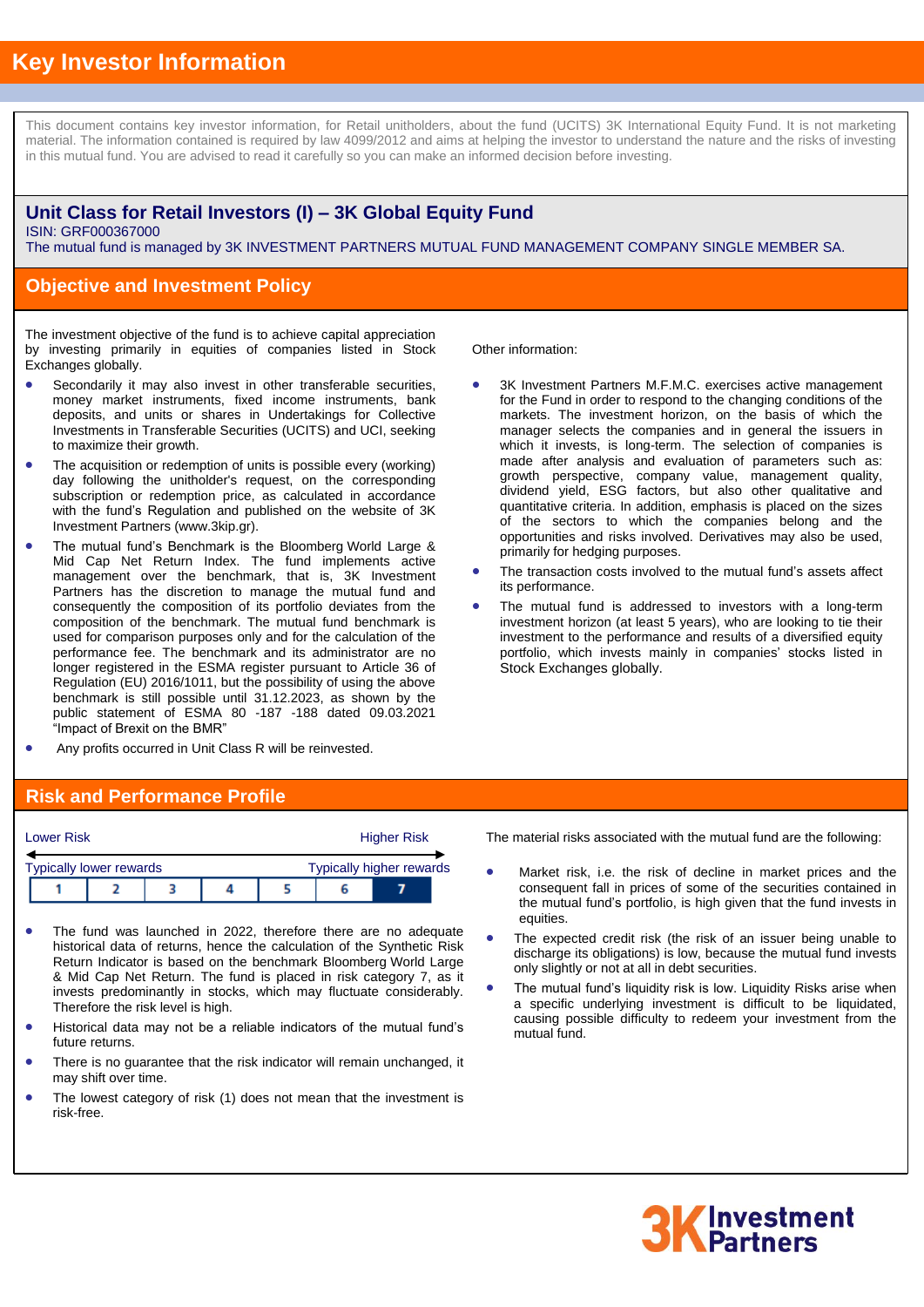# Key Investor Information

This document contains key investor information, for Retail unitholders, about the fund (UCITS) 3K International Equity Fund. It is not marketing material. The information contained is required by law 4099/2012 and aims at helping the investor to understand the nature and the risks of investing in this mutual fund. You are advised to read it carefully so you can make an informed decision before investing.

## Unit Class for Retail Investors (I) – 3K Global Equity Fund

ISIN: GRF000367000

The mutual fund is managed by 3K INVESTMENT PARTNERS MUTUAL FUND MANAGEMENT COMPANY SINGLE MEMBER SA.

## Objective and Investment Policy

The investment objective of the fund is to achieve capital appreciation by investing primarily in equities of companies listed in Stock Exchanges globally.

- Secondarily it may also invest in other transferable securities, money market instruments, fixed income instruments, bank deposits, and units or shares in Undertakings for Collective Investments in Transferable Securities (UCITS) and UCI, seeking to maximize their growth.
- The acquisition or redemption of units is possible every (working) day following the unitholder's request, on the corresponding subscription or redemption price, as calculated in accordance with the fund's Regulation and published on the website of 3K Investment Partners (www.3kip.gr).
- The mutual fund's Benchmark is the Bloomberg World Large & Mid Cap Net Return Index. The fund implements active management over the benchmark, that is, 3K Investment Partners has the discretion to manage the mutual fund and consequently the composition of its portfolio deviates from the composition of the benchmark. The mutual fund benchmark is used for comparison purposes only and for the calculation of the performance fee. The benchmark and its administrator are no longer registered in the ESMA register pursuant to Article 36 of Regulation (EU) 2016/1011, but the possibility of using the above benchmark is still possible until 31.12.2023, as shown by the public statement of ESMA 80 -187 -188 dated 09.03.2021 "Impact of Brexit on the BMR"
- Any profits occurred in Unit Class R will be reinvested.

Other information:

- 3K Investment Partners M.F.M.C. exercises active management for the Fund in order to respond to the changing conditions of the markets. The investment horizon, on the basis of which the manager selects the companies and in general the issuers in which it invests, is long-term. The selection of companies is made after analysis and evaluation of parameters such as: growth perspective, company value, management quality, dividend yield, ESG factors, but also other qualitative and quantitative criteria. In addition, emphasis is placed on the sizes of the sectors to which the companies belong and the opportunities and risks involved. Derivatives may also be used, primarily for hedging purposes.
- The transaction costs involved to the mutual fund's assets affect its performance.
- The mutual fund is addressed to investors with a long-term investment horizon (at least 5 years), who are looking to tie their investment to the performance and results of a diversified equity portfolio, which invests mainly in companies' stocks listed in Stock Exchanges globally.

## Risk and Performance Profile

Lower Risk — Higher Risk

Typically lower rewards — Typically higher rewards

| 1 | 2 | 3 | 4 | 5 | 6 | **7** |
|---|---|---|---|---|---|---|

- The fund was launched in 2022, therefore there are no adequate historical data of returns, hence the calculation of the Synthetic Risk Return Indicator is based on the benchmark Bloomberg World Large & Mid Cap Net Return. The fund is placed in risk category 7, as it invests predominantly in stocks, which may fluctuate considerably. Therefore the risk level is high.
- Historical data may not be a reliable indicators of the mutual fund's future returns.
- There is no guarantee that the risk indicator will remain unchanged, it may shift over time.
- The lowest category of risk (1) does not mean that the investment is risk-free.

The material risks associated with the mutual fund are the following:

- Market risk, i.e. the risk of decline in market prices and the consequent fall in prices of some of the securities contained in the mutual fund's portfolio, is high given that the fund invests in equities.
- The expected credit risk (the risk of an issuer being unable to discharge its obligations) is low, because the mutual fund invests only slightly or not at all in debt securities.
- The mutual fund's liquidity risk is low. Liquidity Risks arise when a specific underlying investment is difficult to be liquidated, causing possible difficulty to redeem your investment from the mutual fund.

3K Investment Partners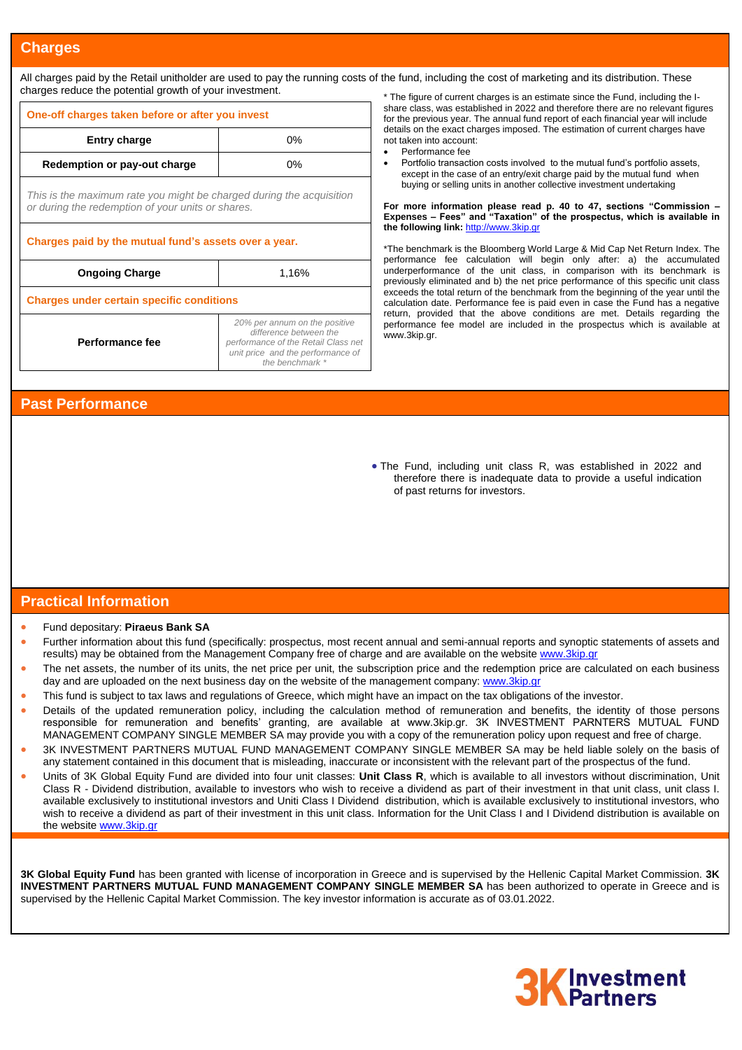## Charges

All charges paid by the Retail unitholder are used to pay the running costs of the fund, including the cost of marketing and its distribution. These charges reduce the potential growth of your investment.

| | |
|---|---|
| **One-off charges taken before or after you invest** | |
| **Entry charge** | 0% |
| **Redemption or pay-out charge** | 0% |
| *This is the maximum rate you might be charged during the acquisition or during the redemption of your units or shares.* | |
| **Charges paid by the mutual fund's assets over a year.** | |
| **Ongoing Charge** | 1,16% |
| **Charges under certain specific conditions** | |
| **Performance fee** | *20% per annum on the positive difference between the performance of the Retail Class net unit price and the performance of the benchmark \** |

\* The figure of current charges is an estimate since the Fund, including the I-share class, was established in 2022 and therefore there are no relevant figures for the previous year. The annual fund report of each financial year will include details on the exact charges imposed. The estimation of current charges have not taken into account:

- Performance fee
- Portfolio transaction costs involved to the mutual fund's portfolio assets, except in the case of an entry/exit charge paid by the mutual fund when buying or selling units in another collective investment undertaking

**For more information please read p. 40 to 47, sections "Commission – Expenses – Fees" and "Taxation" of the prospectus, which is available in the following link:** http://www.3kip.gr

\*The benchmark is the Bloomberg World Large & Mid Cap Net Return Index. The performance fee calculation will begin only after: a) the accumulated underperformance of the unit class, in comparison with its benchmark is previously eliminated and b) the net price performance of this specific unit class exceeds the total return of the benchmark from the beginning of the year until the calculation date. Performance fee is paid even in case the Fund has a negative return, provided that the above conditions are met. Details regarding the performance fee model are included in the prospectus which is available at www.3kip.gr.

## Past Performance

- The Fund, including unit class R, was established in 2022 and therefore there is inadequate data to provide a useful indication of past returns for investors.

## Practical Information

- Fund depositary: **Piraeus Bank SA**
- Further information about this fund (specifically: prospectus, most recent annual and semi-annual reports and synoptic statements of assets and results) may be obtained from the Management Company free of charge and are available on the website www.3kip.gr
- The net assets, the number of its units, the net price per unit, the subscription price and the redemption price are calculated on each business day and are uploaded on the next business day on the website of the management company: www.3kip.gr
- This fund is subject to tax laws and regulations of Greece, which might have an impact on the tax obligations of the investor.
- Details of the updated remuneration policy, including the calculation method of remuneration and benefits, the identity of those persons responsible for remuneration and benefits' granting, are available at www.3kip.gr. 3K INVESTMENT PARNTERS MUTUAL FUND MANAGEMENT COMPANY SINGLE MEMBER SA may provide you with a copy of the remuneration policy upon request and free of charge.
- 3K INVESTMENT PARTNERS MUTUAL FUND MANAGEMENT COMPANY SINGLE MEMBER SA may be held liable solely on the basis of any statement contained in this document that is misleading, inaccurate or inconsistent with the relevant part of the prospectus of the fund.
- Units of 3K Global Equity Fund are divided into four unit classes: **Unit Class R**, which is available to all investors without discrimination, Unit Class R - Dividend distribution, available to investors who wish to receive a dividend as part of their investment in that unit class, unit class I. available exclusively to institutional investors and Uniti Class I Dividend distribution, which is available exclusively to institutional investors, who wish to receive a dividend as part of their investment in this unit class. Information for the Unit Class I and I Dividend distribution is available on the website www.3kip.gr

**3K Global Equity Fund** has been granted with license of incorporation in Greece and is supervised by the Hellenic Capital Market Commission. **3K INVESTMENT PARTNERS MUTUAL FUND MANAGEMENT COMPANY SINGLE MEMBER SA** has been authorized to operate in Greece and is supervised by the Hellenic Capital Market Commission. The key investor information is accurate as of 03.01.2022.

3K Investment Partners